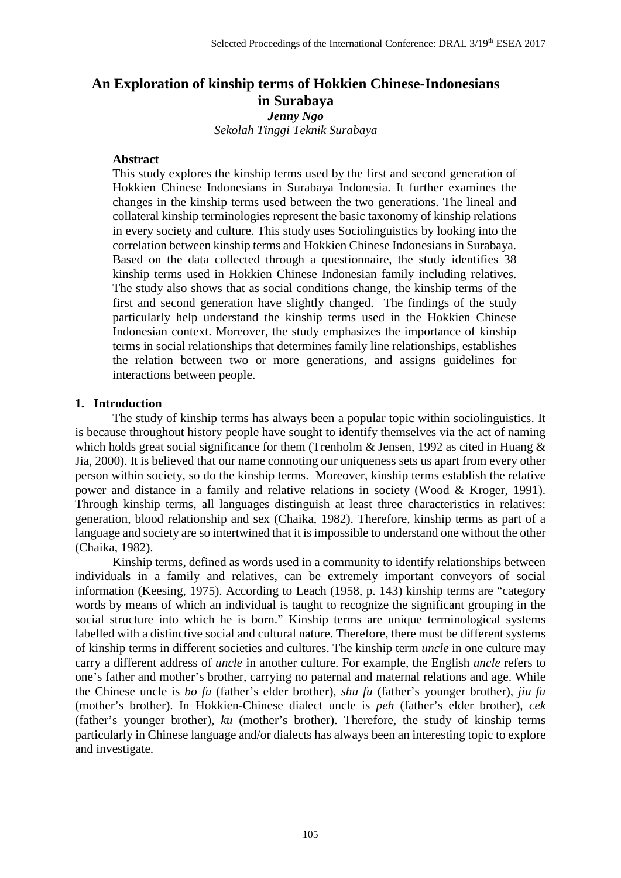# An Exploration of kinship terms of Hokkien Chinese-Indonesians in Surabaya

***Jenny Ngo***

*Sekolah Tinggi Teknik Surabaya*

### Abstract

This study explores the kinship terms used by the first and second generation of Hokkien Chinese Indonesians in Surabaya Indonesia. It further examines the changes in the kinship terms used between the two generations. The lineal and collateral kinship terminologies represent the basic taxonomy of kinship relations in every society and culture. This study uses Sociolinguistics by looking into the correlation between kinship terms and Hokkien Chinese Indonesians in Surabaya. Based on the data collected through a questionnaire, the study identifies 38 kinship terms used in Hokkien Chinese Indonesian family including relatives. The study also shows that as social conditions change, the kinship terms of the first and second generation have slightly changed. The findings of the study particularly help understand the kinship terms used in the Hokkien Chinese Indonesian context. Moreover, the study emphasizes the importance of kinship terms in social relationships that determines family line relationships, establishes the relation between two or more generations, and assigns guidelines for interactions between people.

## 1. Introduction

The study of kinship terms has always been a popular topic within sociolinguistics. It is because throughout history people have sought to identify themselves via the act of naming which holds great social significance for them (Trenholm & Jensen, 1992 as cited in Huang & Jia, 2000). It is believed that our name connoting our uniqueness sets us apart from every other person within society, so do the kinship terms. Moreover, kinship terms establish the relative power and distance in a family and relative relations in society (Wood & Kroger, 1991). Through kinship terms, all languages distinguish at least three characteristics in relatives: generation, blood relationship and sex (Chaika, 1982). Therefore, kinship terms as part of a language and society are so intertwined that it is impossible to understand one without the other (Chaika, 1982).

Kinship terms, defined as words used in a community to identify relationships between individuals in a family and relatives, can be extremely important conveyors of social information (Keesing, 1975). According to Leach (1958, p. 143) kinship terms are "category words by means of which an individual is taught to recognize the significant grouping in the social structure into which he is born." Kinship terms are unique terminological systems labelled with a distinctive social and cultural nature. Therefore, there must be different systems of kinship terms in different societies and cultures. The kinship term *uncle* in one culture may carry a different address of *uncle* in another culture. For example, the English *uncle* refers to one's father and mother's brother, carrying no paternal and maternal relations and age. While the Chinese uncle is *bo fu* (father's elder brother), *shu fu* (father's younger brother), *jiu fu* (mother's brother). In Hokkien-Chinese dialect uncle is *peh* (father's elder brother), *cek* (father's younger brother), *ku* (mother's brother). Therefore, the study of kinship terms particularly in Chinese language and/or dialects has always been an interesting topic to explore and investigate.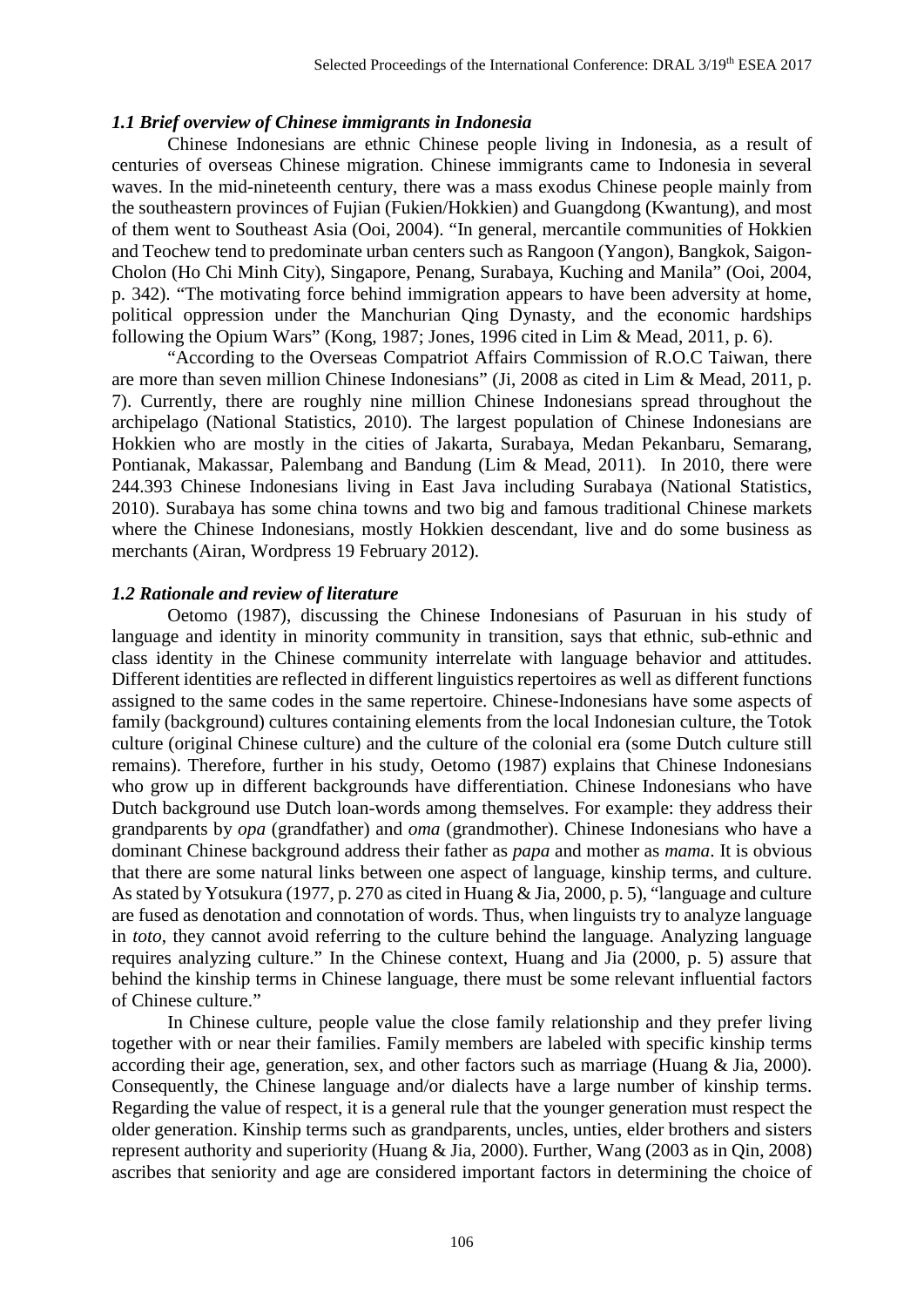### *1.1 Brief overview of Chinese immigrants in Indonesia*

Chinese Indonesians are ethnic Chinese people living in Indonesia, as a result of centuries of overseas Chinese migration. Chinese immigrants came to Indonesia in several waves. In the mid-nineteenth century, there was a mass exodus Chinese people mainly from the southeastern provinces of Fujian (Fukien/Hokkien) and Guangdong (Kwantung), and most of them went to Southeast Asia (Ooi, 2004). "In general, mercantile communities of Hokkien and Teochew tend to predominate urban centers such as Rangoon (Yangon), Bangkok, Saigon-Cholon (Ho Chi Minh City), Singapore, Penang, Surabaya, Kuching and Manila" (Ooi, 2004, p. 342). "The motivating force behind immigration appears to have been adversity at home, political oppression under the Manchurian Qing Dynasty, and the economic hardships following the Opium Wars" (Kong, 1987; Jones, 1996 cited in Lim & Mead, 2011, p. 6).

"According to the Overseas Compatriot Affairs Commission of R.O.C Taiwan, there are more than seven million Chinese Indonesians" (Ji, 2008 as cited in Lim & Mead, 2011, p. 7). Currently, there are roughly nine million Chinese Indonesians spread throughout the archipelago (National Statistics, 2010). The largest population of Chinese Indonesians are Hokkien who are mostly in the cities of Jakarta, Surabaya, Medan Pekanbaru, Semarang, Pontianak, Makassar, Palembang and Bandung (Lim & Mead, 2011). In 2010, there were 244.393 Chinese Indonesians living in East Java including Surabaya (National Statistics, 2010). Surabaya has some china towns and two big and famous traditional Chinese markets where the Chinese Indonesians, mostly Hokkien descendant, live and do some business as merchants (Airan, Wordpress 19 February 2012).

### *1.2 Rationale and review of literature*

Oetomo (1987), discussing the Chinese Indonesians of Pasuruan in his study of language and identity in minority community in transition, says that ethnic, sub-ethnic and class identity in the Chinese community interrelate with language behavior and attitudes. Different identities are reflected in different linguistics repertoires as well as different functions assigned to the same codes in the same repertoire. Chinese-Indonesians have some aspects of family (background) cultures containing elements from the local Indonesian culture, the Totok culture (original Chinese culture) and the culture of the colonial era (some Dutch culture still remains). Therefore, further in his study, Oetomo (1987) explains that Chinese Indonesians who grow up in different backgrounds have differentiation. Chinese Indonesians who have Dutch background use Dutch loan-words among themselves. For example: they address their grandparents by *opa* (grandfather) and *oma* (grandmother). Chinese Indonesians who have a dominant Chinese background address their father as *papa* and mother as *mama*. It is obvious that there are some natural links between one aspect of language, kinship terms, and culture. As stated by Yotsukura (1977, p. 270 as cited in Huang & Jia, 2000, p. 5), "language and culture are fused as denotation and connotation of words. Thus, when linguists try to analyze language in *toto*, they cannot avoid referring to the culture behind the language. Analyzing language requires analyzing culture." In the Chinese context, Huang and Jia (2000, p. 5) assure that behind the kinship terms in Chinese language, there must be some relevant influential factors of Chinese culture."

In Chinese culture, people value the close family relationship and they prefer living together with or near their families. Family members are labeled with specific kinship terms according their age, generation, sex, and other factors such as marriage (Huang & Jia, 2000). Consequently, the Chinese language and/or dialects have a large number of kinship terms. Regarding the value of respect, it is a general rule that the younger generation must respect the older generation. Kinship terms such as grandparents, uncles, unties, elder brothers and sisters represent authority and superiority (Huang & Jia, 2000). Further, Wang (2003 as in Qin, 2008) ascribes that seniority and age are considered important factors in determining the choice of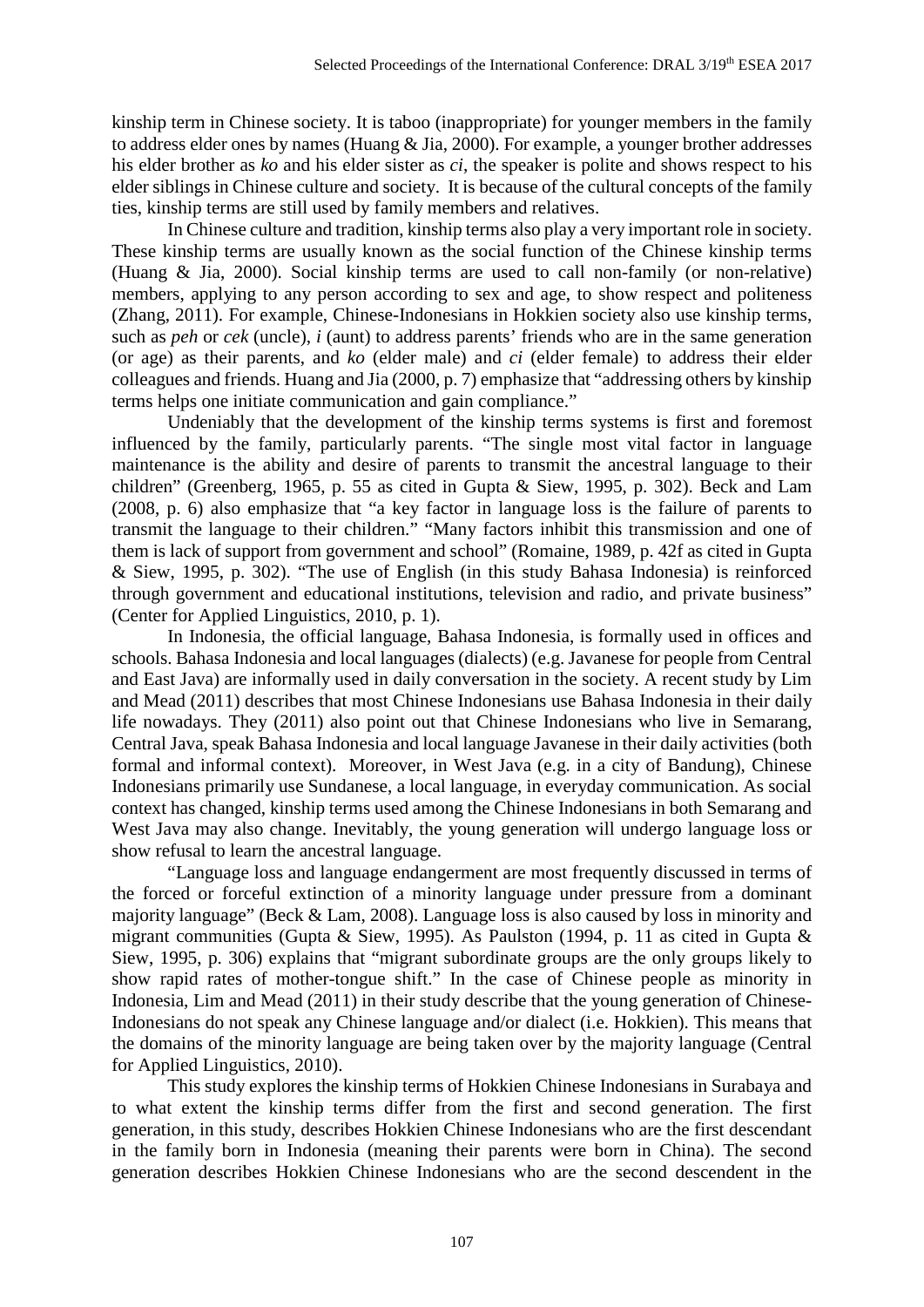kinship term in Chinese society. It is taboo (inappropriate) for younger members in the family to address elder ones by names (Huang & Jia, 2000). For example, a younger brother addresses his elder brother as *ko* and his elder sister as *ci*, the speaker is polite and shows respect to his elder siblings in Chinese culture and society. It is because of the cultural concepts of the family ties, kinship terms are still used by family members and relatives.

In Chinese culture and tradition, kinship terms also play a very important role in society. These kinship terms are usually known as the social function of the Chinese kinship terms (Huang & Jia, 2000). Social kinship terms are used to call non-family (or non-relative) members, applying to any person according to sex and age, to show respect and politeness (Zhang, 2011). For example, Chinese-Indonesians in Hokkien society also use kinship terms, such as *peh* or *cek* (uncle), *i* (aunt) to address parents' friends who are in the same generation (or age) as their parents, and *ko* (elder male) and *ci* (elder female) to address their elder colleagues and friends. Huang and Jia (2000, p. 7) emphasize that "addressing others by kinship terms helps one initiate communication and gain compliance."

Undeniably that the development of the kinship terms systems is first and foremost influenced by the family, particularly parents. "The single most vital factor in language maintenance is the ability and desire of parents to transmit the ancestral language to their children" (Greenberg, 1965, p. 55 as cited in Gupta & Siew, 1995, p. 302). Beck and Lam (2008, p. 6) also emphasize that "a key factor in language loss is the failure of parents to transmit the language to their children." "Many factors inhibit this transmission and one of them is lack of support from government and school" (Romaine, 1989, p. 42f as cited in Gupta & Siew, 1995, p. 302). "The use of English (in this study Bahasa Indonesia) is reinforced through government and educational institutions, television and radio, and private business" (Center for Applied Linguistics, 2010, p. 1).

In Indonesia, the official language, Bahasa Indonesia, is formally used in offices and schools. Bahasa Indonesia and local languages (dialects) (e.g. Javanese for people from Central and East Java) are informally used in daily conversation in the society. A recent study by Lim and Mead (2011) describes that most Chinese Indonesians use Bahasa Indonesia in their daily life nowadays. They (2011) also point out that Chinese Indonesians who live in Semarang, Central Java, speak Bahasa Indonesia and local language Javanese in their daily activities (both formal and informal context). Moreover, in West Java (e.g. in a city of Bandung), Chinese Indonesians primarily use Sundanese, a local language, in everyday communication. As social context has changed, kinship terms used among the Chinese Indonesians in both Semarang and West Java may also change. Inevitably, the young generation will undergo language loss or show refusal to learn the ancestral language.

"Language loss and language endangerment are most frequently discussed in terms of the forced or forceful extinction of a minority language under pressure from a dominant majority language" (Beck & Lam, 2008). Language loss is also caused by loss in minority and migrant communities (Gupta & Siew, 1995). As Paulston (1994, p. 11 as cited in Gupta & Siew, 1995, p. 306) explains that "migrant subordinate groups are the only groups likely to show rapid rates of mother-tongue shift." In the case of Chinese people as minority in Indonesia, Lim and Mead (2011) in their study describe that the young generation of Chinese-Indonesians do not speak any Chinese language and/or dialect (i.e. Hokkien). This means that the domains of the minority language are being taken over by the majority language (Central for Applied Linguistics, 2010).

This study explores the kinship terms of Hokkien Chinese Indonesians in Surabaya and to what extent the kinship terms differ from the first and second generation. The first generation, in this study, describes Hokkien Chinese Indonesians who are the first descendant in the family born in Indonesia (meaning their parents were born in China). The second generation describes Hokkien Chinese Indonesians who are the second descendent in the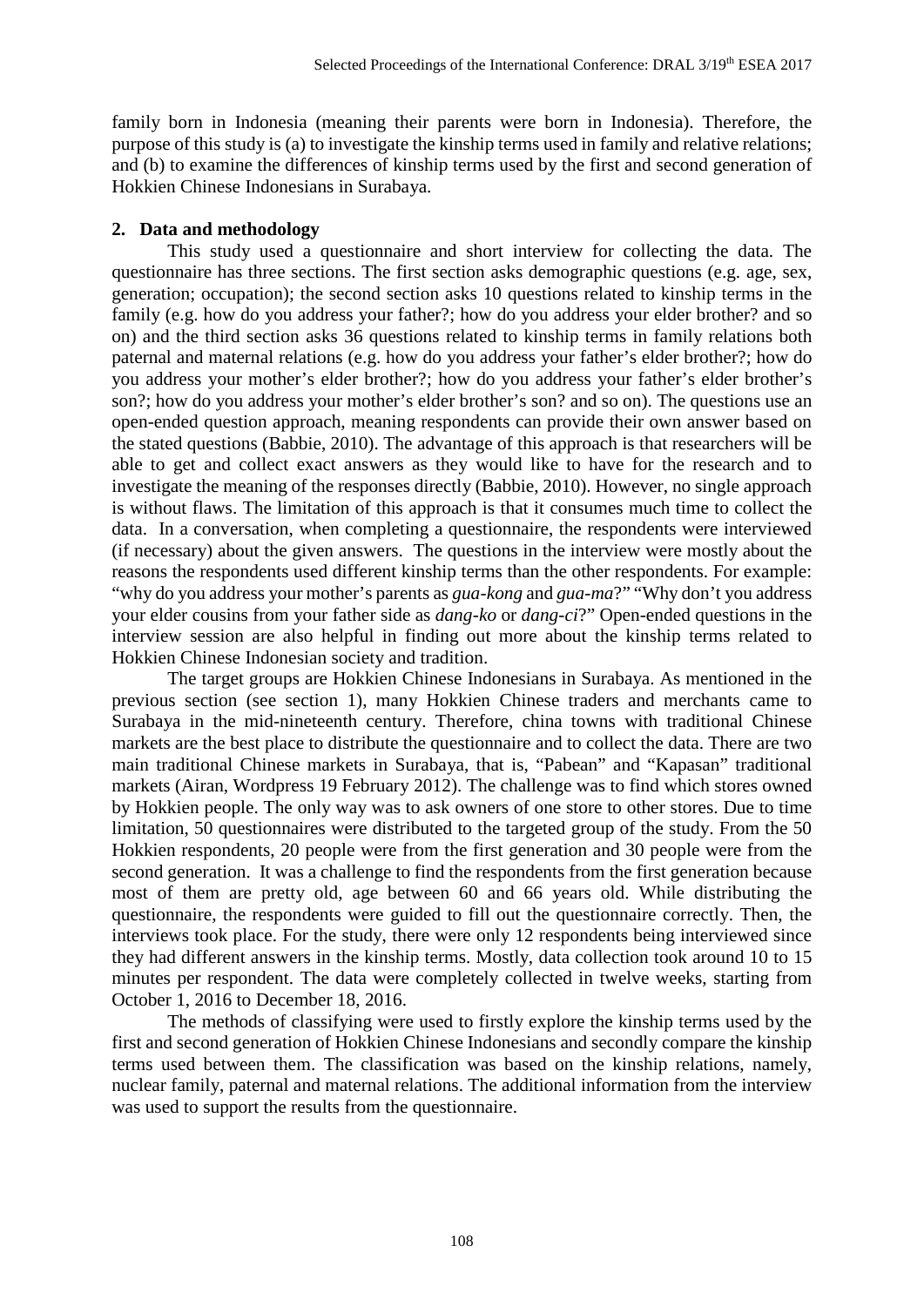family born in Indonesia (meaning their parents were born in Indonesia). Therefore, the purpose of this study is (a) to investigate the kinship terms used in family and relative relations; and (b) to examine the differences of kinship terms used by the first and second generation of Hokkien Chinese Indonesians in Surabaya.

## 2. Data and methodology

This study used a questionnaire and short interview for collecting the data. The questionnaire has three sections. The first section asks demographic questions (e.g. age, sex, generation; occupation); the second section asks 10 questions related to kinship terms in the family (e.g. how do you address your father?; how do you address your elder brother? and so on) and the third section asks 36 questions related to kinship terms in family relations both paternal and maternal relations (e.g. how do you address your father's elder brother?; how do you address your mother's elder brother?; how do you address your father's elder brother's son?; how do you address your mother's elder brother's son? and so on). The questions use an open-ended question approach, meaning respondents can provide their own answer based on the stated questions (Babbie, 2010). The advantage of this approach is that researchers will be able to get and collect answers as they would like to have for the research and to investigate the meaning of the responses directly (Babbie, 2010). However, no single approach is without flaws. The limitation of this approach is that it consumes much time to collect the data. In a conversation, when completing a questionnaire, the respondents were interviewed (if necessary) about the given answers. The questions in the interview were mostly about the reasons the respondents used different kinship terms than the other respondents. For example: "why do you address your mother's parents as *gua-kong* and *gua-ma*?" "Why don't you address your elder cousins from your father side as *dang-ko* or *dang-ci*?" Open-ended questions in the interview session are also helpful in finding out more about the kinship terms related to Hokkien Chinese Indonesian society and tradition.

The target groups are Hokkien Chinese Indonesians in Surabaya. As mentioned in the previous section (see section 1), many Hokkien Chinese traders and merchants came to Surabaya in the mid-nineteenth century. Therefore, china towns with traditional Chinese markets are the best place to distribute the questionnaire and to collect the data. There are two main traditional Chinese markets in Surabaya, that is, "Pabean" and "Kapasan" traditional markets (Airan, Wordpress 19 February 2012). The challenge was to find which stores owned by Hokkien people. The only way was to ask owners of one store to other stores. Due to time limitation, 50 questionnaires were distributed to the targeted group of the study. From the 50 Hokkien respondents, 20 people were from the first generation and 30 people were from the second generation. It was a challenge to find the respondents from the first generation because most of them are pretty old, age between 60 and 66 years old. While distributing the questionnaire, the respondents were guided to fill out the questionnaire correctly. Then, the interviews took place. For the study, there were only 12 respondents being interviewed since they had different answers in the kinship terms. Mostly, data collection took around 10 to 15 minutes per respondent. The data were completely collected in twelve weeks, starting from October 1, 2016 to December 18, 2016.

The methods of classifying were used to firstly explore the kinship terms used by the first and second generation of Hokkien Chinese Indonesians and secondly compare the kinship terms used between them. The classification was based on the kinship relations, namely, nuclear family, paternal and maternal relations. The additional information from the interview was used to support the results from the questionnaire.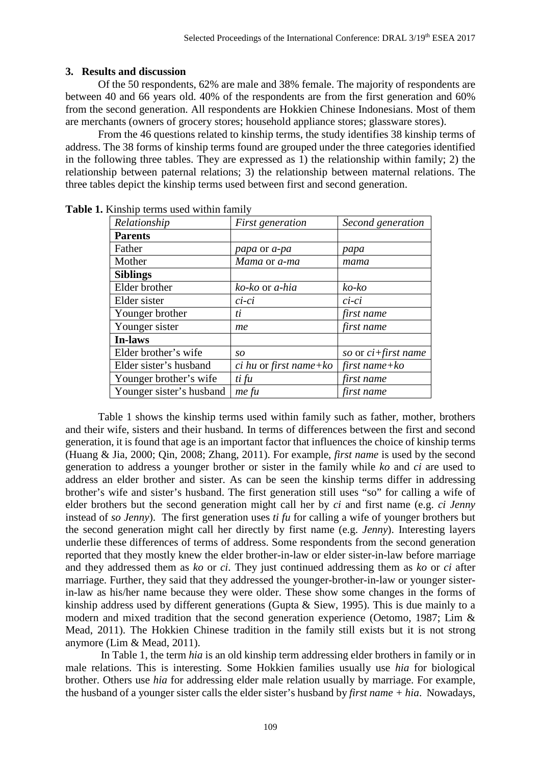## 3. Results and discussion

Of the 50 respondents, 62% are male and 38% female. The majority of respondents are between 40 and 66 years old. 40% of the respondents are from the first generation and 60% from the second generation. All respondents are Hokkien Chinese Indonesians. Most of them are merchants (owners of grocery stores; household appliance stores; glassware stores).

From the 46 questions related to kinship terms, the study identifies 38 kinship terms of address. The 38 forms of kinship terms found are grouped under the three categories identified in the following three tables. They are expressed as 1) the relationship within family; 2) the relationship between paternal relations; 3) the relationship between maternal relations. The three tables depict the kinship terms used between first and second generation.

**Table 1.** Kinship terms used within family

| *Relationship* | *First generation* | *Second generation* |
|---|---|---|
| **Parents** | | |
| Father | *papa* or *a-pa* | *papa* |
| Mother | *Mama* or *a-ma* | *mama* |
| **Siblings** | | |
| Elder brother | *ko-ko* or *a-hia* | *ko-ko* |
| Elder sister | *ci-ci* | *ci-ci* |
| Younger brother | *ti* | *first name* |
| Younger sister | *me* | *first name* |
| **In-laws** | | |
| Elder brother's wife | *so* | *so* or *ci+first name* |
| Elder sister's husband | *ci hu* or *first name+ko* | *first name+ko* |
| Younger brother's wife | *ti fu* | *first name* |
| Younger sister's husband | *me fu* | *first name* |

Table 1 shows the kinship terms used within family such as father, mother, brothers and their wife, sisters and their husband. In terms of differences between the first and second generation, it is found that age is an important factor that influences the choice of kinship terms (Huang & Jia, 2000; Qin, 2008; Zhang, 2011). For example, *first name* is used by the second generation to address a younger brother or sister in the family while *ko* and *ci* are used to address an elder brother and sister. As can be seen the kinship terms differ in addressing brother's wife and sister's husband. The first generation still uses "so" for calling a wife of elder brothers but the second generation might call her by *ci* and first name (e.g. *ci Jenny* instead of *so Jenny*). The first generation uses *ti fu* for calling a wife of younger brothers but the second generation might call her directly by first name (e.g. *Jenny*). Interesting layers underlie these differences of terms of address. Some respondents from the second generation reported that they mostly knew the elder brother-in-law or elder sister-in-law before marriage and they addressed them as *ko* or *ci*. They just continued addressing them as *ko* or *ci* after marriage. Further, they said that they addressed the younger-brother-in-law or younger sister-in-law as his/her name because they were older. These show some changes in the forms of kinship address used by different generations (Gupta & Siew, 1995). This is due mainly to a modern and mixed tradition that the second generation experience (Oetomo, 1987; Lim & Mead, 2011). The Hokkien Chinese tradition in the family still exists but it is not strong anymore (Lim & Mead, 2011).

In Table 1, the term *hia* is an old kinship term addressing elder brothers in family or in male relations. This is interesting. Some Hokkien families usually use *hia* for biological brother. Others use *hia* for addressing elder male relation usually by marriage. For example, the husband of a younger sister calls the elder sister's husband by *first name + hia*. Nowadays,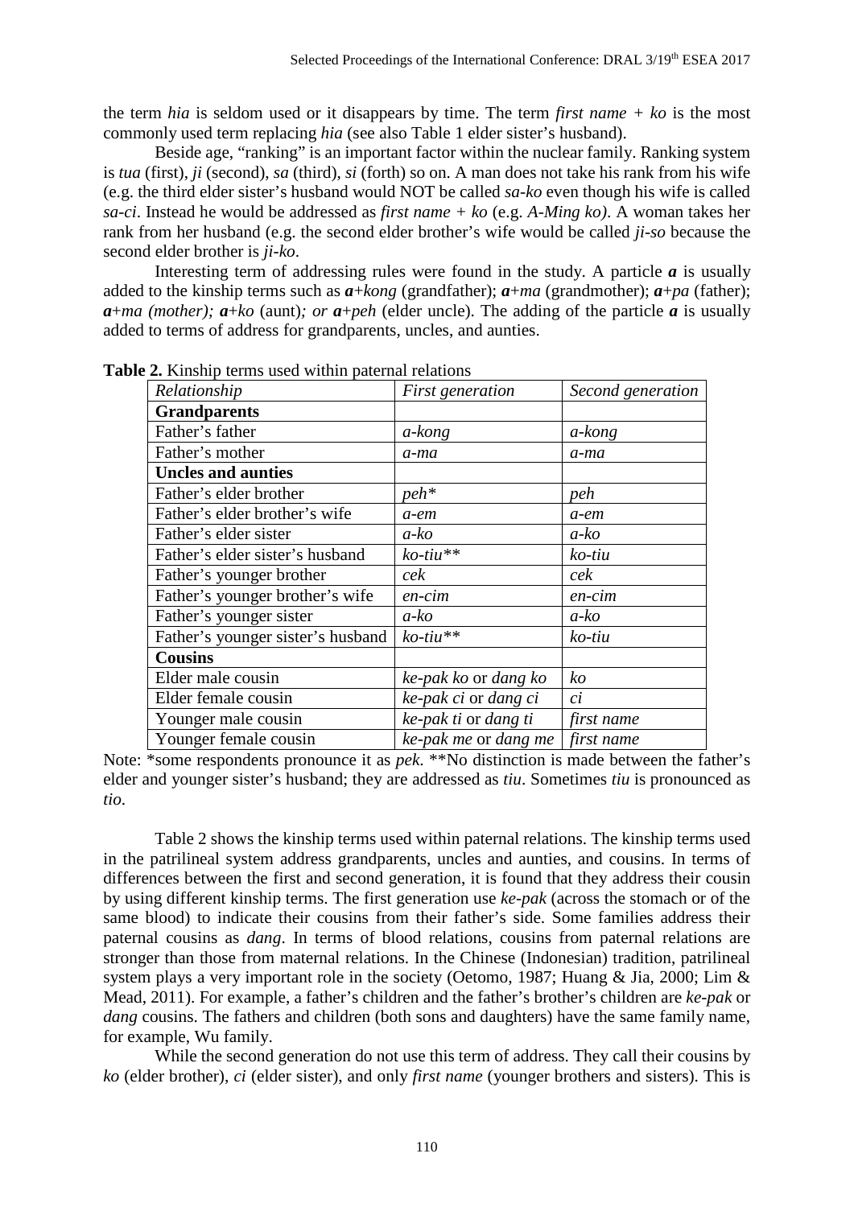the term *hia* is seldom used or it disappears by time. The term *first name + ko* is the most commonly used term replacing *hia* (see also Table 1 elder sister's husband).

Beside age, "ranking" is an important factor within the nuclear family. Ranking system is *tua* (first), *ji* (second), *sa* (third), *si* (forth) so on. A man does not take his rank from his wife (e.g. the third elder sister's husband would NOT be called *sa-ko* even though his wife is called *sa-ci*. Instead he would be addressed as *first name + ko* (e.g. *A-Ming ko)*. A woman takes her rank from her husband (e.g. the second elder brother's wife would be called *ji-so* because the second elder brother is *ji-ko*.

Interesting term of addressing rules were found in the study. A particle ***a*** is usually added to the kinship terms such as ***a***+*kong* (grandfather); ***a***+*ma* (grandmother); ***a***+*pa* (father); ***a***+*ma (mother);* ***a***+*ko* (aunt)*; or* ***a***+*peh* (elder uncle). The adding of the particle ***a*** is usually added to terms of address for grandparents, uncles, and aunties.

**Table 2.** Kinship terms used within paternal relations

| *Relationship* | *First generation* | *Second generation* |
|---|---|---|
| **Grandparents** | | |
| Father's father | *a-kong* | *a-kong* |
| Father's mother | *a-ma* | *a-ma* |
| **Uncles and aunties** | | |
| Father's elder brother | *peh** | *peh* |
| Father's elder brother's wife | *a-em* | *a-em* |
| Father's elder sister | *a-ko* | *a-ko* |
| Father's elder sister's husband | *ko-tiu*** | *ko-tiu* |
| Father's younger brother | *cek* | *cek* |
| Father's younger brother's wife | *en-cim* | *en-cim* |
| Father's younger sister | *a-ko* | *a-ko* |
| Father's younger sister's husband | *ko-tiu*** | *ko-tiu* |
| **Cousins** | | |
| Elder male cousin | *ke-pak ko* or *dang ko* | *ko* |
| Elder female cousin | *ke-pak ci* or *dang ci* | *ci* |
| Younger male cousin | *ke-pak ti* or *dang ti* | *first name* |
| Younger female cousin | *ke-pak me* or *dang me* | *first name* |

Note: *some respondents pronounce it as *pek*. **No distinction is made between the father's elder and younger sister's husband; they are addressed as *tiu*. Sometimes *tiu* is pronounced as *tio*.

Table 2 shows the kinship terms used within paternal relations. The kinship terms used in the patrilineal system address grandparents, uncles and aunties, and cousins. In terms of differences between the first and second generation, it is found that they address their cousin by using different kinship terms. The first generation use *ke-pak* (across the stomach or of the same blood) to indicate their cousins from their father's side. Some families address their paternal cousins as *dang*. In terms of blood relations, cousins from paternal relations are stronger than those from maternal relations. In the Chinese (Indonesian) tradition, patrilineal system plays a very important role in the society (Oetomo, 1987; Huang & Jia, 2000; Lim & Mead, 2011). For example, a father's children and the father's brother's children are *ke-pak* or *dang* cousins. The fathers and children (both sons and daughters) have the same family name, for example, Wu family.

While the second generation do not use this term of address. They call their cousins by *ko* (elder brother), *ci* (elder sister), and only *first name* (younger brothers and sisters). This is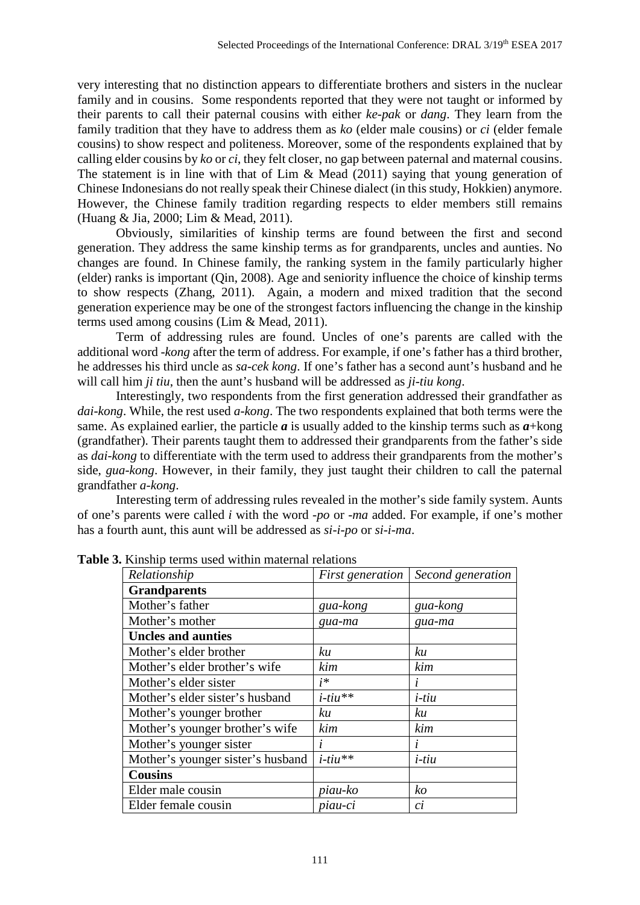very interesting that no distinction appears to differentiate brothers and sisters in the nuclear family and in cousins. Some respondents reported that they were not taught or informed by their parents to call their paternal cousins with either *ke-pak* or *dang*. They learn from the family tradition that they have to address them as *ko* (elder male cousins) or *ci* (elder female cousins) to show respect and politeness. Moreover, some of the respondents explained that by calling elder cousins by *ko* or *ci*, they felt closer, no gap between paternal and maternal cousins. The statement is in line with that of Lim & Mead (2011) saying that young generation of Chinese Indonesians do not really speak their Chinese dialect (in this study, Hokkien) anymore. However, the Chinese family tradition regarding respects to elder members still remains (Huang & Jia, 2000; Lim & Mead, 2011).

Obviously, similarities of kinship terms are found between the first and second generation. They address the same kinship terms as for grandparents, uncles and aunties. No changes are found. In Chinese family, the ranking system in the family particularly higher (elder) ranks is important (Qin, 2008). Age and seniority influence the choice of kinship terms to show respects (Zhang, 2011). Again, a modern and mixed tradition that the second generation experience may be one of the strongest factors influencing the change in the kinship terms used among cousins (Lim & Mead, 2011).

Term of addressing rules are found. Uncles of one's parents are called with the additional word *-kong* after the term of address. For example, if one's father has a third brother, he addresses his third uncle as *sa-cek kong*. If one's father has a second aunt's husband and he will call him *ji tiu*, then the aunt's husband will be addressed as *ji-tiu kong*.

Interestingly, two respondents from the first generation addressed their grandfather as *dai-kong*. While, the rest used *a-kong*. The two respondents explained that both terms were the same. As explained earlier, the particle ***a*** is usually added to the kinship terms such as ***a***+kong (grandfather). Their parents taught them to addressed their grandparents from the father's side as *dai-kong* to differentiate with the term used to address their grandparents from the mother's side, *gua-kong*. However, in their family, they just taught their children to call the paternal grandfather *a-kong*.

Interesting term of addressing rules revealed in the mother's side family system. Aunts of one's parents were called *i* with the word *-po* or *-ma* added. For example, if one's mother has a fourth aunt, this aunt will be addressed as *si-i-po* or *si-i-ma*.

**Table 3.** Kinship terms used within maternal relations

| *Relationship* | *First generation* | *Second generation* |
|---|---|---|
| **Grandparents** | | |
| Mother's father | *gua-kong* | *gua-kong* |
| Mother's mother | *gua-ma* | *gua-ma* |
| **Uncles and aunties** | | |
| Mother's elder brother | *ku* | *ku* |
| Mother's elder brother's wife | *kim* | *kim* |
| Mother's elder sister | *i\** | *i* |
| Mother's elder sister's husband | *i-tiu\*\** | *i-tiu* |
| Mother's younger brother | *ku* | *ku* |
| Mother's younger brother's wife | *kim* | *kim* |
| Mother's younger sister | *i* | *i* |
| Mother's younger sister's husband | *i-tiu\*\** | *i-tiu* |
| **Cousins** | | |
| Elder male cousin | *piau-ko* | *ko* |
| Elder female cousin | *piau-ci* | *ci* |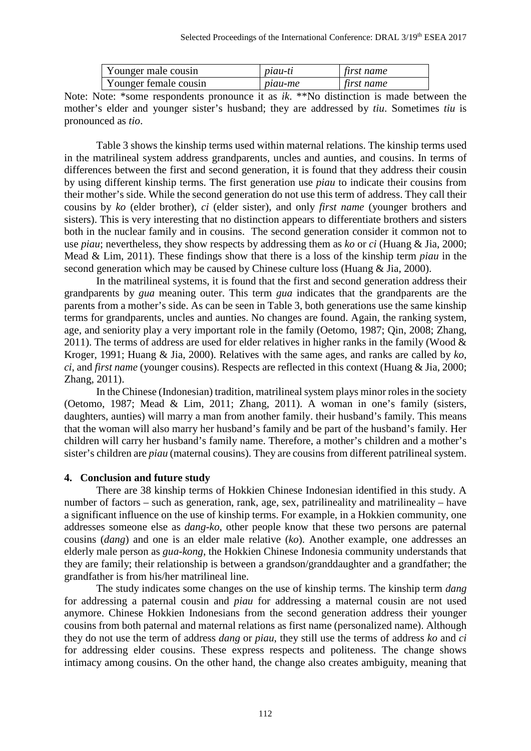| Younger male cousin | *piau-ti* | *first name* |
|---|---|---|
| Younger female cousin | *piau-me* | *first name* |

Note: Note: *some respondents pronounce it as *ik*. **No distinction is made between the mother's elder and younger sister's husband; they are addressed by *tiu*. Sometimes *tiu* is pronounced as *tio*.

Table 3 shows the kinship terms used within maternal relations. The kinship terms used in the matrilineal system address grandparents, uncles and aunties, and cousins. In terms of differences between the first and second generation, it is found that they address their cousin by using different kinship terms. The first generation use *piau* to indicate their cousins from their mother's side. While the second generation do not use this term of address. They call their cousins by *ko* (elder brother), *ci* (elder sister), and only *first name* (younger brothers and sisters). This is very interesting that no distinction appears to differentiate brothers and sisters both in the nuclear family and in cousins. The second generation consider it common not to use *piau*; nevertheless, they show respects by addressing them as *ko* or *ci* (Huang & Jia, 2000; Mead & Lim, 2011). These findings show that there is a loss of the kinship term *piau* in the second generation which may be caused by Chinese culture loss (Huang & Jia, 2000).

In the matrilineal systems, it is found that the first and second generation address their grandparents by *gua* meaning outer. This term *gua* indicates that the grandparents are the parents from a mother's side. As can be seen in Table 3, both generations use the same kinship terms for grandparents, uncles and aunties. No changes are found. Again, the ranking system, age, and seniority play a very important role in the family (Oetomo, 1987; Qin, 2008; Zhang, 2011). The terms of address are used for elder relatives in higher ranks in the family (Wood & Kroger, 1991; Huang & Jia, 2000). Relatives with the same ages, and ranks are called by *ko*, *ci*, and *first name* (younger cousins). Respects are reflected in this context (Huang & Jia, 2000; Zhang, 2011).

In the Chinese (Indonesian) tradition, matrilineal system plays minor roles in the society (Oetomo, 1987; Mead & Lim, 2011; Zhang, 2011). A woman in one's family (sisters, daughters, aunties) will marry a man from another family. their husband's family. This means that the woman will also marry her husband's family and be part of the husband's family. Her children will carry her husband's family name. Therefore, a mother's children and a mother's sister's children are *piau* (maternal cousins). They are cousins from different patrilineal system.

## 4. Conclusion and future study

There are 38 kinship terms of Hokkien Chinese Indonesian identified in this study. A number of factors – such as generation, rank, age, sex, patrilineality and matrilineality – have a significant influence on the use of kinship terms. For example, in a Hokkien community, one addresses someone else as *dang-ko*, other people know that these two persons are paternal cousins (*dang*) and one is an elder male relative (*ko*). Another example, one addresses an elderly male person as *gua-kong*, the Hokkien Chinese Indonesia community understands that they are family; their relationship is between a grandson/granddaughter and a grandfather; the grandfather is from his/her matrilineal line.

The study indicates some changes on the use of kinship terms. The kinship term *dang* for addressing a paternal cousin and *piau* for addressing a maternal cousin are not used anymore. Chinese Hokkien Indonesians from the second generation address their younger cousins from both paternal and maternal relations as first name (personalized name). Although they do not use the term of address *dang* or *piau*, they still use the terms of address *ko* and *ci* for addressing elder cousins. These express respects and politeness. The change shows intimacy among cousins. On the other hand, the change also creates ambiguity, meaning that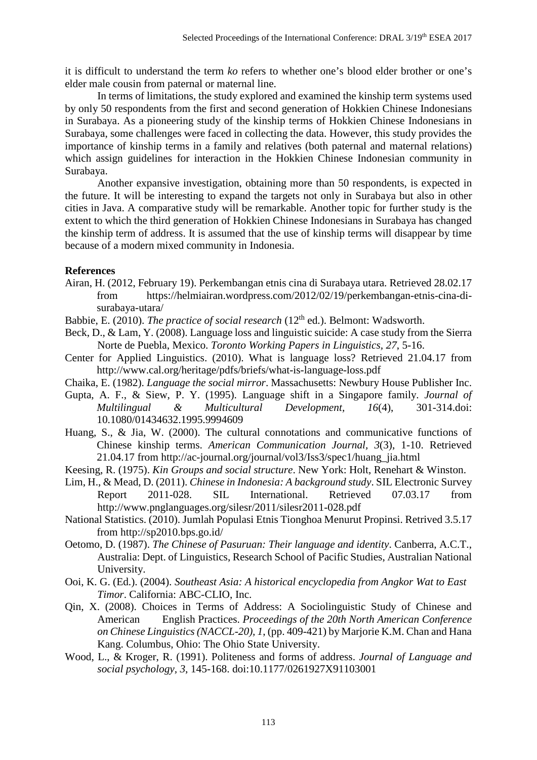it is difficult to understand the term *ko* refers to whether one's blood elder brother or one's elder male cousin from paternal or maternal line.

In terms of limitations, the study explored and examined the kinship term systems used by only 50 respondents from the first and second generation of Hokkien Chinese Indonesians in Surabaya. As a pioneering study of the kinship terms of Hokkien Chinese Indonesians in Surabaya, some challenges were faced in collecting the data. However, this study provides the importance of kinship terms in a family and relatives (both paternal and maternal relations) which assign guidelines for interaction in the Hokkien Chinese Indonesian community in Surabaya.

Another expansive investigation, obtaining more than 50 respondents, is expected in the future. It will be interesting to expand the targets not only in Surabaya but also in other cities in Java. A comparative study will be remarkable. Another topic for further study is the extent to which the third generation of Hokkien Chinese Indonesians in Surabaya has changed the kinship term of address. It is assumed that the use of kinship terms will disappear by time because of a modern mixed community in Indonesia.

**References**

Airan, H. (2012, February 19). Perkembangan etnis cina di Surabaya utara. Retrieved 28.02.17 from https://helmiairan.wordpress.com/2012/02/19/perkembangan-etnis-cina-di-surabaya-utara/

Babbie, E. (2010). *The practice of social research* (12th ed.). Belmont: Wadsworth.

Beck, D., & Lam, Y. (2008). Language loss and linguistic suicide: A case study from the Sierra Norte de Puebla, Mexico. *Toronto Working Papers in Linguistics*, *27*, 5-16.

Center for Applied Linguistics. (2010). What is language loss? Retrieved 21.04.17 from http://www.cal.org/heritage/pdfs/briefs/what-is-language-loss.pdf

Chaika, E. (1982). *Language the social mirror*. Massachusetts: Newbury House Publisher Inc.

Gupta, A. F., & Siew, P. Y. (1995). Language shift in a Singapore family. *Journal of Multilingual & Multicultural Development*, *16*(4), 301-314.doi: 10.1080/01434632.1995.9994609

Huang, S., & Jia, W. (2000). The cultural connotations and communicative functions of Chinese kinship terms. *American Communication Journal*, *3*(3), 1-10. Retrieved 21.04.17 from http://ac-journal.org/journal/vol3/Iss3/spec1/huang_jia.html

Keesing, R. (1975). *Kin Groups and social structure*. New York: Holt, Renehart & Winston.

Lim, H., & Mead, D. (2011). *Chinese in Indonesia: A background study*. SIL Electronic Survey Report 2011-028. SIL International. Retrieved 07.03.17 from http://www.pnglanguages.org/silesr/2011/silesr2011-028.pdf

National Statistics. (2010). Jumlah Populasi Etnis Tionghoa Menurut Propinsi. Retrived 3.5.17 from http://sp2010.bps.go.id/

Oetomo, D. (1987). *The Chinese of Pasuruan: Their language and identity*. Canberra, A.C.T., Australia: Dept. of Linguistics, Research School of Pacific Studies, Australian National University.

Ooi, K. G. (Ed.). (2004). *Southeast Asia: A historical encyclopedia from Angkor Wat to East Timor*. California: ABC-CLIO, Inc.

Qin, X. (2008). Choices in Terms of Address: A Sociolinguistic Study of Chinese and American English Practices. *Proceedings of the 20th North American Conference on Chinese Linguistics (NACCL-20)*, *1*, (pp. 409-421) by Marjorie K.M. Chan and Hana Kang. Columbus, Ohio: The Ohio State University.

Wood, L., & Kroger, R. (1991). Politeness and forms of address. *Journal of Language and social psychology*, *3*, 145-168. doi:10.1177/0261927X91103001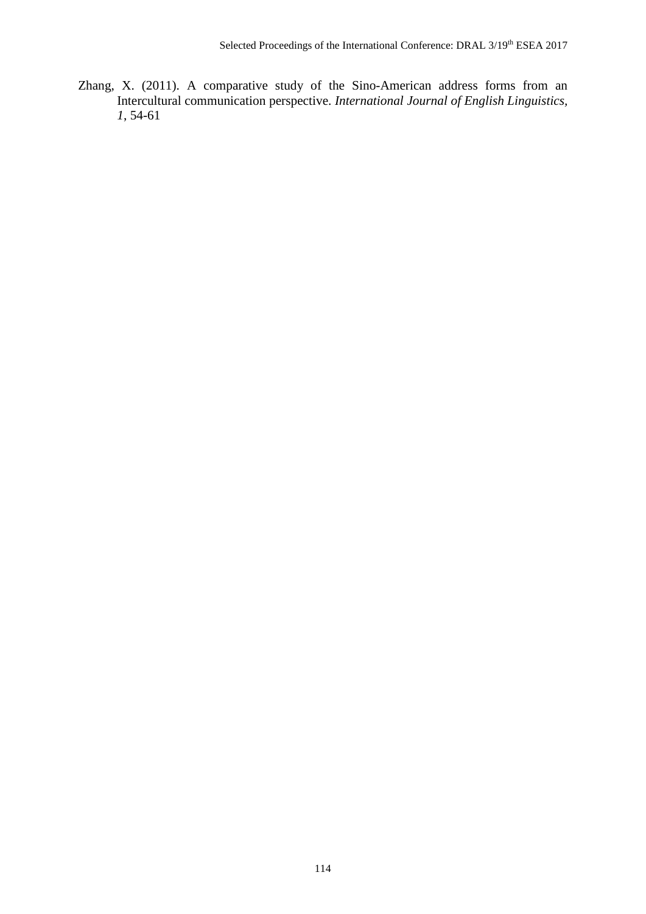Zhang, X. (2011). A comparative study of the Sino-American address forms from an Intercultural communication perspective. *International Journal of English Linguistics*, *1*, 54-61